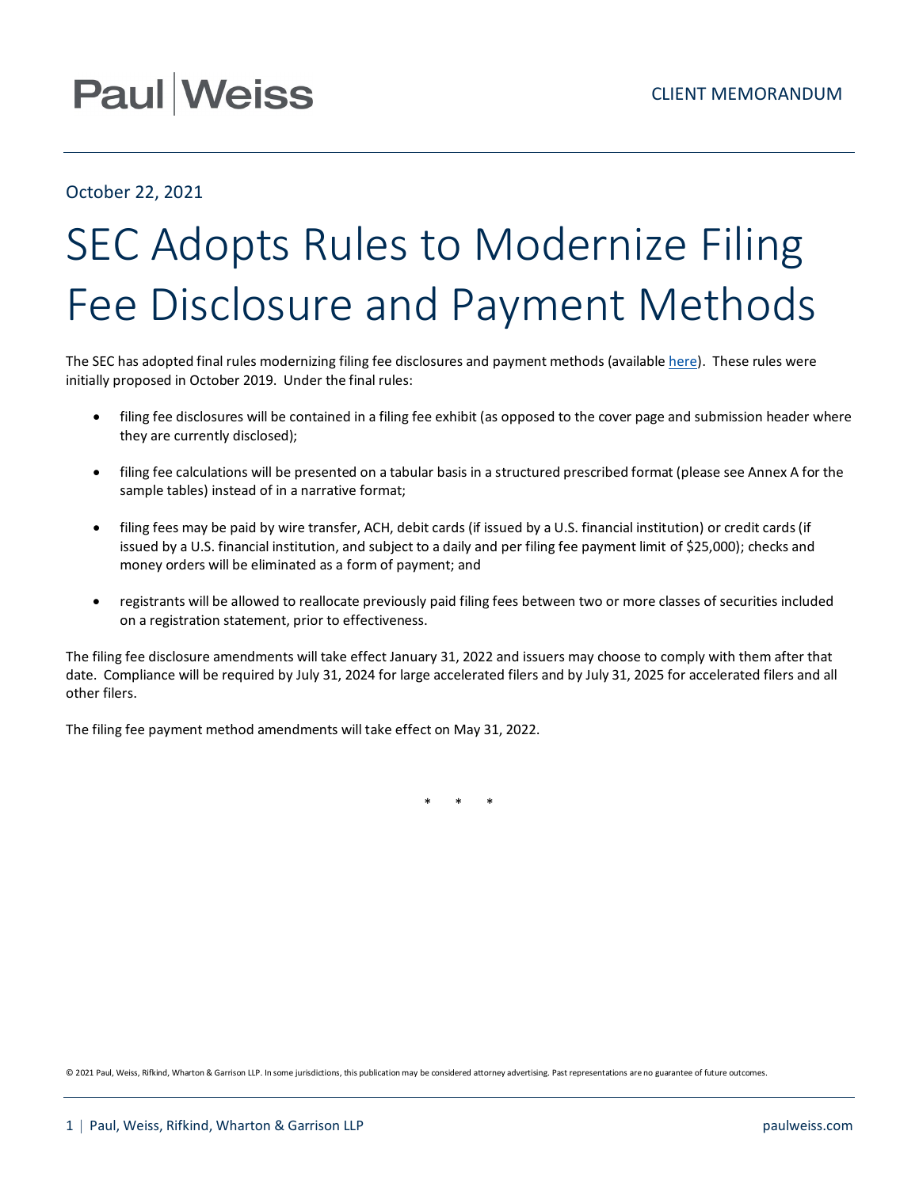Paul | Weiss

CLIENT MEMORANDUM

October 22, 2021

# SEC Adopts Rules to Modernize Filing Fee Disclosure and Payment Methods

The SEC has adopted final rules modernizing filing fee disclosures and payment methods (available here). These rules were initially proposed in October 2019. Under the final rules:

- filing fee disclosures will be contained in a filing fee exhibit (as opposed to the cover page and submission header where they are currently disclosed);
- filing fee calculations will be presented on a tabular basis in a structured prescribed format (please see Annex A for the sample tables) instead of in a narrative format;
- filing fees may be paid by wire transfer, ACH, debit cards (if issued by a U.S. financial institution) or credit cards (if issued by a U.S. financial institution, and subject to a daily and per filing fee payment limit of $25,000); checks and money orders will be eliminated as a form of payment; and
- registrants will be allowed to reallocate previously paid filing fees between two or more classes of securities included on a registration statement, prior to effectiveness.

The filing fee disclosure amendments will take effect January 31, 2022 and issuers may choose to comply with them after that date. Compliance will be required by July 31, 2024 for large accelerated filers and by July 31, 2025 for accelerated filers and all other filers.

The filing fee payment method amendments will take effect on May 31, 2022.

\* \* \*

© 2021 Paul, Weiss, Rifkind, Wharton & Garrison LLP. In some jurisdictions, this publication may be considered attorney advertising. Past representations are no guarantee of future outcomes.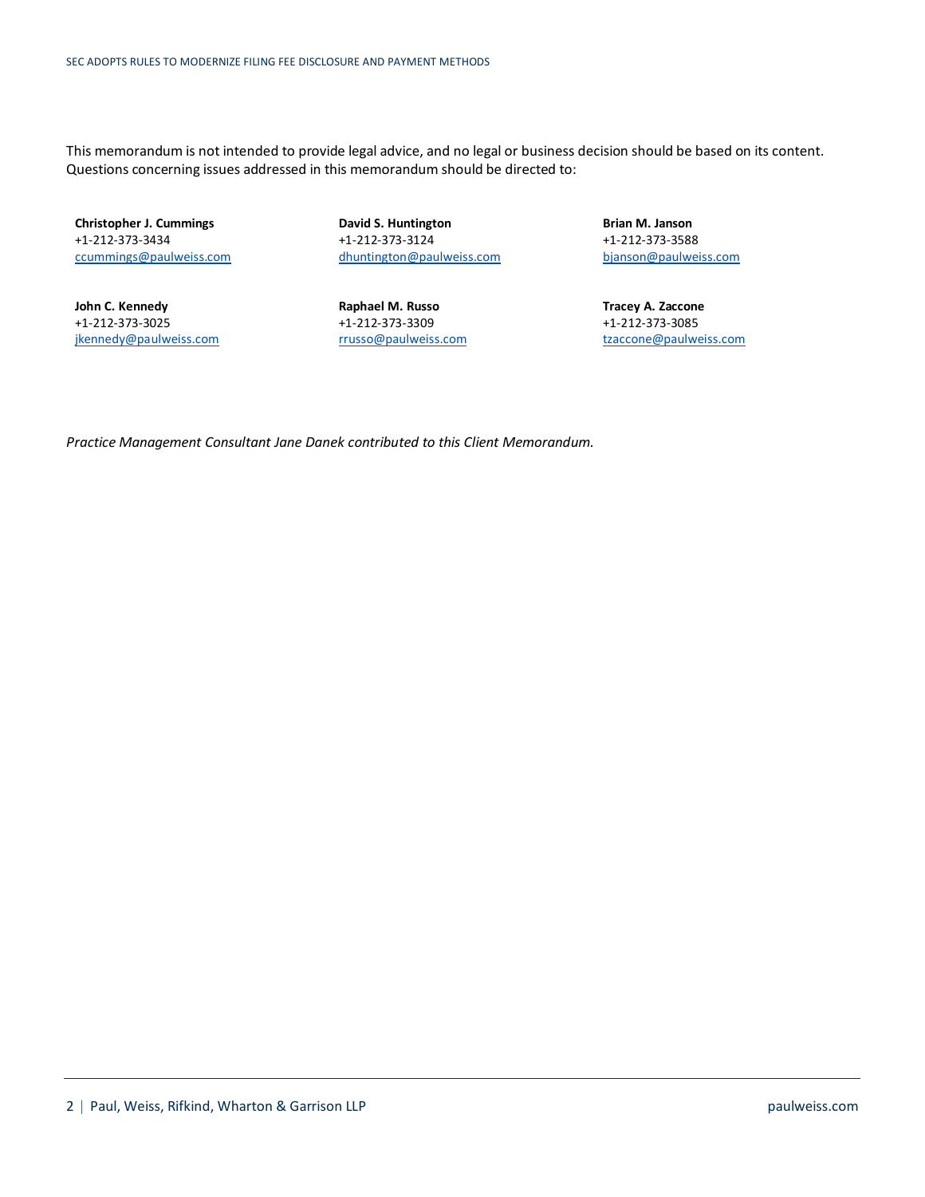This memorandum is not intended to provide legal advice, and no legal or business decision should be based on its content. Questions concerning issues addressed in this memorandum should be directed to:

**Christopher J. Cummings**
+1-212-373-3434
[ccummings@paulweiss.com](mailto:ccummings@paulweiss.com)

**David S. Huntington**
+1-212-373-3124
[dhuntington@paulweiss.com](mailto:dhuntington@paulweiss.com)

**Brian M. Janson**
+1-212-373-3588
[bjanson@paulweiss.com](mailto:bjanson@paulweiss.com)

**John C. Kennedy**
+1-212-373-3025
[jkennedy@paulweiss.com](mailto:jkennedy@paulweiss.com)

**Raphael M. Russo**
+1-212-373-3309
[rrusso@paulweiss.com](mailto:rrusso@paulweiss.com)

**Tracey A. Zaccone**
+1-212-373-3085
[tzaccone@paulweiss.com](mailto:tzaccone@paulweiss.com)

*Practice Management Consultant Jane Danek contributed to this Client Memorandum.*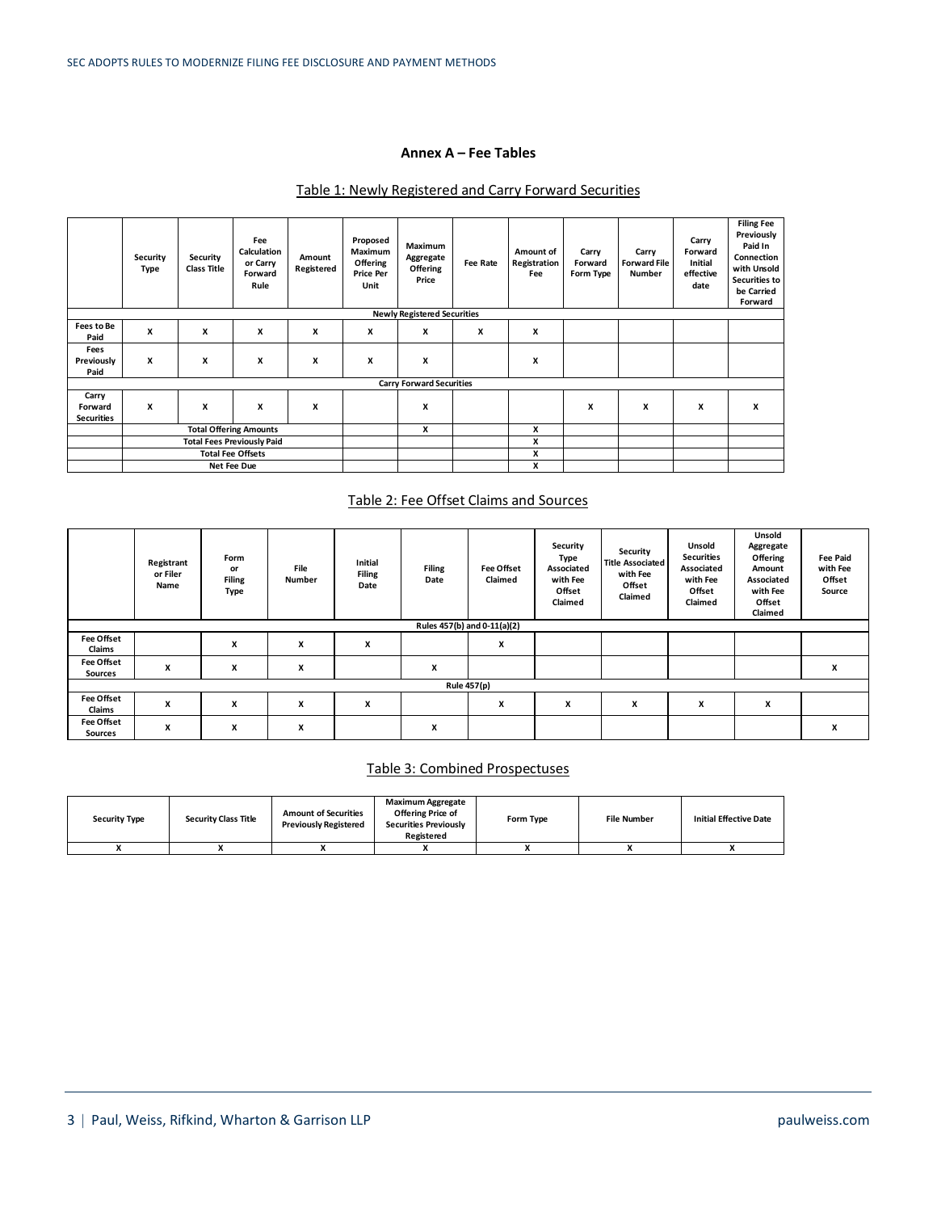## Annex A – Fee Tables

### Table 1: Newly Registered and Carry Forward Securities

| | Security Type | Security Class Title | Fee Calculation or Carry Forward Rule | Amount Registered | Proposed Maximum Offering Price Per Unit | Maximum Aggregate Offering Price | Fee Rate | Amount of Registration Fee | Carry Forward Form Type | Carry Forward File Number | Carry Forward Initial effective date | Filing Fee Previously Paid In Connection with Unsold Securities to be Carried Forward |
|---|---|---|---|---|---|---|---|---|---|---|---|---|
| **Newly Registered Securities** | | | | | | | | | | | | |
| Fees to Be Paid | X | X | X | X | X | X | X | X | | | | |
| Fees Previously Paid | X | X | X | X | X | X | | X | | | | |
| **Carry Forward Securities** | | | | | | | | | | | | |
| Carry Forward Securities | X | X | X | X | | X | | | X | X | X | X |
| | **Total Offering Amounts** | | | | | X | | X | | | | |
| | **Total Fees Previously Paid** | | | | | | | X | | | | |
| | **Total Fee Offsets** | | | | | | | X | | | | |
| | **Net Fee Due** | | | | | | | X | | | | |

### Table 2: Fee Offset Claims and Sources

| | Registrant or Filer Name | Form or Filing Type | File Number | Initial Filing Date | Filing Date | Fee Offset Claimed | Security Type Associated with Fee Offset Claimed | Security Title Associated with Fee Offset Claimed | Unsold Securities Associated with Fee Offset Claimed | Unsold Aggregate Offering Amount Associated with Fee Offset Claimed | Fee Paid with Fee Offset Source |
|---|---|---|---|---|---|---|---|---|---|---|---|
| **Rules 457(b) and 0-11(a)(2)** | | | | | | | | | | | |
| Fee Offset Claims | | X | X | X | | X | | | | | |
| Fee Offset Sources | X | X | X | | X | | | | | | X |
| **Rule 457(p)** | | | | | | | | | | | |
| Fee Offset Claims | X | X | X | X | | X | X | X | X | X | |
| Fee Offset Sources | X | X | X | | X | | | | | | X |

### Table 3: Combined Prospectuses

| Security Type | Security Class Title | Amount of Securities Previously Registered | Maximum Aggregate Offering Price of Securities Previously Registered | Form Type | File Number | Initial Effective Date |
|---|---|---|---|---|---|---|
| X | X | X | X | X | X | X |